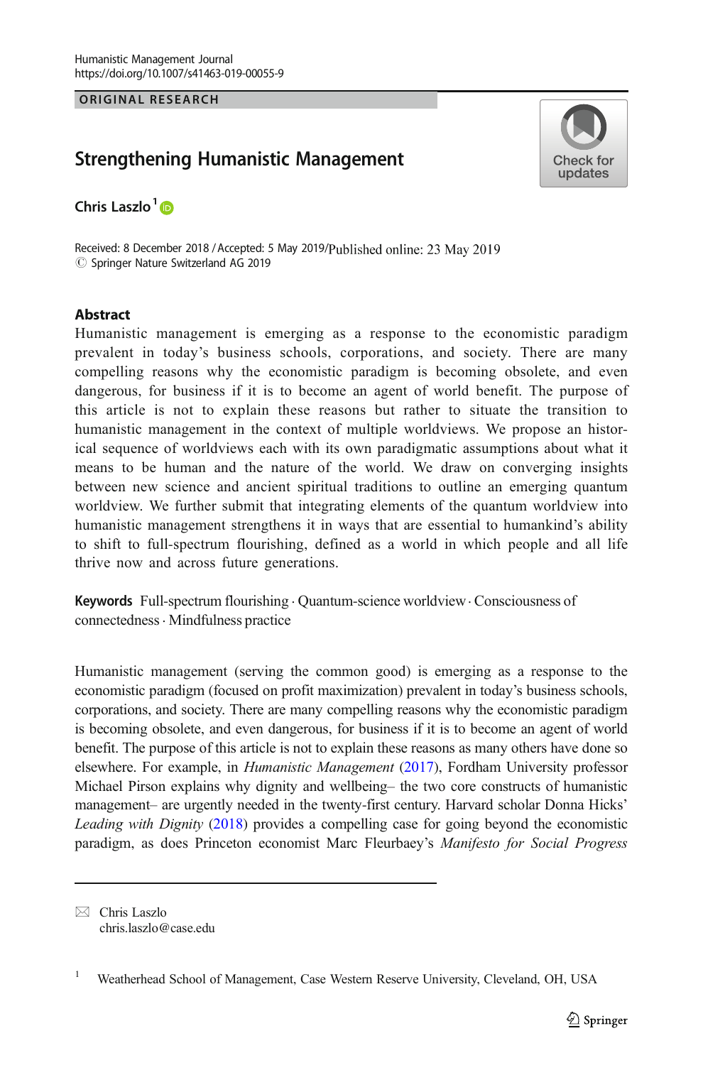ORIGINAL RESEARCH

# Strengthening Humanistic Management

Chris Laszlo[1]

Received: 8 December 2018 / Accepted: 5 May 2019/Published online: 23 May 2019
© Springer Nature Switzerland AG 2019

## Abstract

Humanistic management is emerging as a response to the economistic paradigm prevalent in today's business schools, corporations, and society. There are many compelling reasons why the economistic paradigm is becoming obsolete, and even dangerous, for business if it is to become an agent of world benefit. The purpose of this article is not to explain these reasons but rather to situate the transition to humanistic management in the context of multiple worldviews. We propose an historical sequence of worldviews each with its own paradigmatic assumptions about what it means to be human and the nature of the world. We draw on converging insights between new science and ancient spiritual traditions to outline an emerging quantum worldview. We further submit that integrating elements of the quantum worldview into humanistic management strengthens it in ways that are essential to humankind's ability to shift to full-spectrum flourishing, defined as a world in which people and all life thrive now and across future generations.

**Keywords** Full-spectrum flourishing · Quantum-science worldview · Consciousness of connectedness · Mindfulness practice

Humanistic management (serving the common good) is emerging as a response to the economistic paradigm (focused on profit maximization) prevalent in today's business schools, corporations, and society. There are many compelling reasons why the economistic paradigm is becoming obsolete, and even dangerous, for business if it is to become an agent of world benefit. The purpose of this article is not to explain these reasons as many others have done so elsewhere. For example, in *Humanistic Management* (2017), Fordham University professor Michael Pirson explains why dignity and wellbeing– the two core constructs of humanistic management– are urgently needed in the twenty-first century. Harvard scholar Donna Hicks' *Leading with Dignity* (2018) provides a compelling case for going beyond the economistic paradigm, as does Princeton economist Marc Fleurbaey's *Manifesto for Social Progress*

---

✉ Chris Laszlo
chris.laszlo@case.edu

[1] Weatherhead School of Management, Case Western Reserve University, Cleveland, OH, USA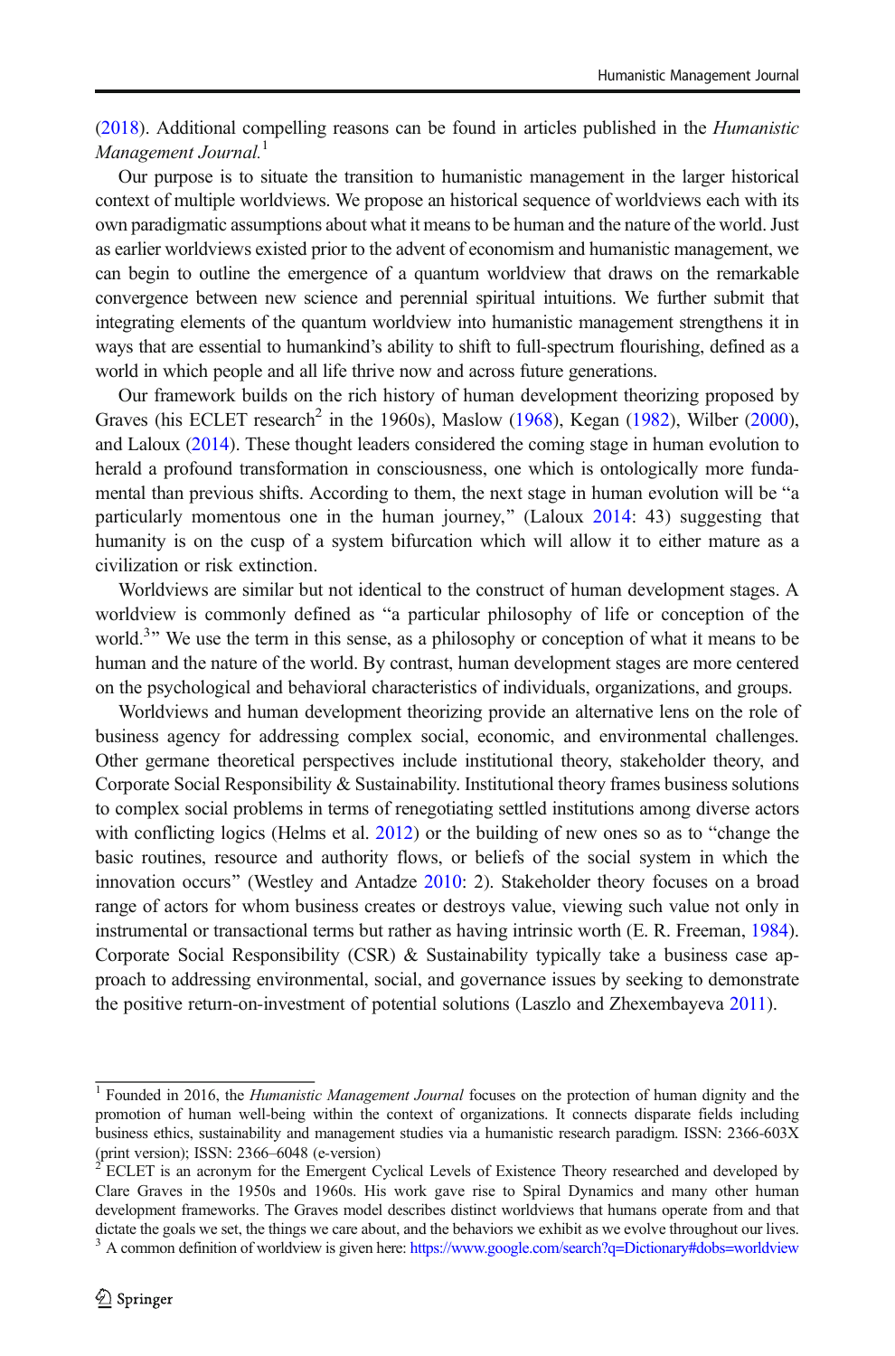(2018). Additional compelling reasons can be found in articles published in the *Humanistic Management Journal.*[1]

Our purpose is to situate the transition to humanistic management in the larger historical context of multiple worldviews. We propose an historical sequence of worldviews each with its own paradigmatic assumptions about what it means to be human and the nature of the world. Just as earlier worldviews existed prior to the advent of economism and humanistic management, we can begin to outline the emergence of a quantum worldview that draws on the remarkable convergence between new science and perennial spiritual intuitions. We further submit that integrating elements of the quantum worldview into humanistic management strengthens it in ways that are essential to humankind's ability to shift to full-spectrum flourishing, defined as a world in which people and all life thrive now and across future generations.

Our framework builds on the rich history of human development theorizing proposed by Graves (his ECLET research[2] in the 1960s), Maslow (1968), Kegan (1982), Wilber (2000), and Laloux (2014). These thought leaders considered the coming stage in human evolution to herald a profound transformation in consciousness, one which is ontologically more fundamental than previous shifts. According to them, the next stage in human evolution will be "a particularly momentous one in the human journey," (Laloux 2014: 43) suggesting that humanity is on the cusp of a system bifurcation which will allow it to either mature as a civilization or risk extinction.

Worldviews are similar but not identical to the construct of human development stages. A worldview is commonly defined as "a particular philosophy of life or conception of the world.[3]" We use the term in this sense, as a philosophy or conception of what it means to be human and the nature of the world. By contrast, human development stages are more centered on the psychological and behavioral characteristics of individuals, organizations, and groups.

Worldviews and human development theorizing provide an alternative lens on the role of business agency for addressing complex social, economic, and environmental challenges. Other germane theoretical perspectives include institutional theory, stakeholder theory, and Corporate Social Responsibility & Sustainability. Institutional theory frames business solutions to complex social problems in terms of renegotiating settled institutions among diverse actors with conflicting logics (Helms et al. 2012) or the building of new ones so as to "change the basic routines, resource and authority flows, or beliefs of the social system in which the innovation occurs" (Westley and Antadze 2010: 2). Stakeholder theory focuses on a broad range of actors for whom business creates or destroys value, viewing such value not only in instrumental or transactional terms but rather as having intrinsic worth (E. R. Freeman, 1984). Corporate Social Responsibility (CSR) & Sustainability typically take a business case approach to addressing environmental, social, and governance issues by seeking to demonstrate the positive return-on-investment of potential solutions (Laszlo and Zhexembayeva 2011).

---

[1] Founded in 2016, the *Humanistic Management Journal* focuses on the protection of human dignity and the promotion of human well-being within the context of organizations. It connects disparate fields including business ethics, sustainability and management studies via a humanistic research paradigm. ISSN: 2366-603X (print version); ISSN: 2366–6048 (e-version)

[2] ECLET is an acronym for the Emergent Cyclical Levels of Existence Theory researched and developed by Clare Graves in the 1950s and 1960s. His work gave rise to Spiral Dynamics and many other human development frameworks. The Graves model describes distinct worldviews that humans operate from and that dictate the goals we set, the things we care about, and the behaviors we exhibit as we evolve throughout our lives.

[3] A common definition of worldview is given here: https://www.google.com/search?q=Dictionary#dobs=worldview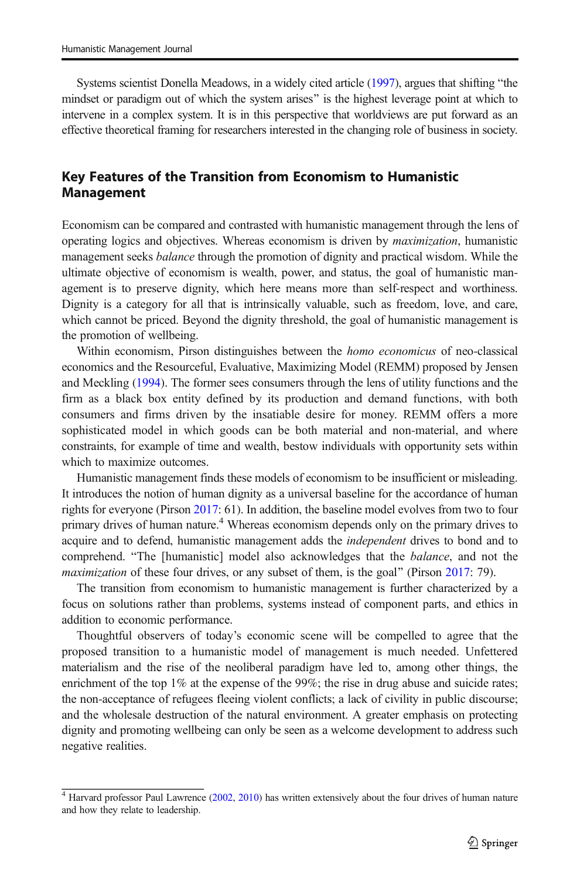Systems scientist Donella Meadows, in a widely cited article (1997), argues that shifting "the mindset or paradigm out of which the system arises" is the highest leverage point at which to intervene in a complex system. It is in this perspective that worldviews are put forward as an effective theoretical framing for researchers interested in the changing role of business in society.

## Key Features of the Transition from Economism to Humanistic Management

Economism can be compared and contrasted with humanistic management through the lens of operating logics and objectives. Whereas economism is driven by *maximization*, humanistic management seeks *balance* through the promotion of dignity and practical wisdom. While the ultimate objective of economism is wealth, power, and status, the goal of humanistic management is to preserve dignity, which here means more than self-respect and worthiness. Dignity is a category for all that is intrinsically valuable, such as freedom, love, and care, which cannot be priced. Beyond the dignity threshold, the goal of humanistic management is the promotion of wellbeing.

Within economism, Pirson distinguishes between the *homo economicus* of neo-classical economics and the Resourceful, Evaluative, Maximizing Model (REMM) proposed by Jensen and Meckling (1994). The former sees consumers through the lens of utility functions and the firm as a black box entity defined by its production and demand functions, with both consumers and firms driven by the insatiable desire for money. REMM offers a more sophisticated model in which goods can be both material and non-material, and where constraints, for example of time and wealth, bestow individuals with opportunity sets within which to maximize outcomes.

Humanistic management finds these models of economism to be insufficient or misleading. It introduces the notion of human dignity as a universal baseline for the accordance of human rights for everyone (Pirson 2017: 61). In addition, the baseline model evolves from two to four primary drives of human nature.[4] Whereas economism depends only on the primary drives to acquire and to defend, humanistic management adds the *independent* drives to bond and to comprehend. "The [humanistic] model also acknowledges that the *balance*, and not the *maximization* of these four drives, or any subset of them, is the goal" (Pirson 2017: 79).

The transition from economism to humanistic management is further characterized by a focus on solutions rather than problems, systems instead of component parts, and ethics in addition to economic performance.

Thoughtful observers of today's economic scene will be compelled to agree that the proposed transition to a humanistic model of management is much needed. Unfettered materialism and the rise of the neoliberal paradigm have led to, among other things, the enrichment of the top 1% at the expense of the 99%; the rise in drug abuse and suicide rates; the non-acceptance of refugees fleeing violent conflicts; a lack of civility in public discourse; and the wholesale destruction of the natural environment. A greater emphasis on protecting dignity and promoting wellbeing can only be seen as a welcome development to address such negative realities.

[4] Harvard professor Paul Lawrence (2002, 2010) has written extensively about the four drives of human nature and how they relate to leadership.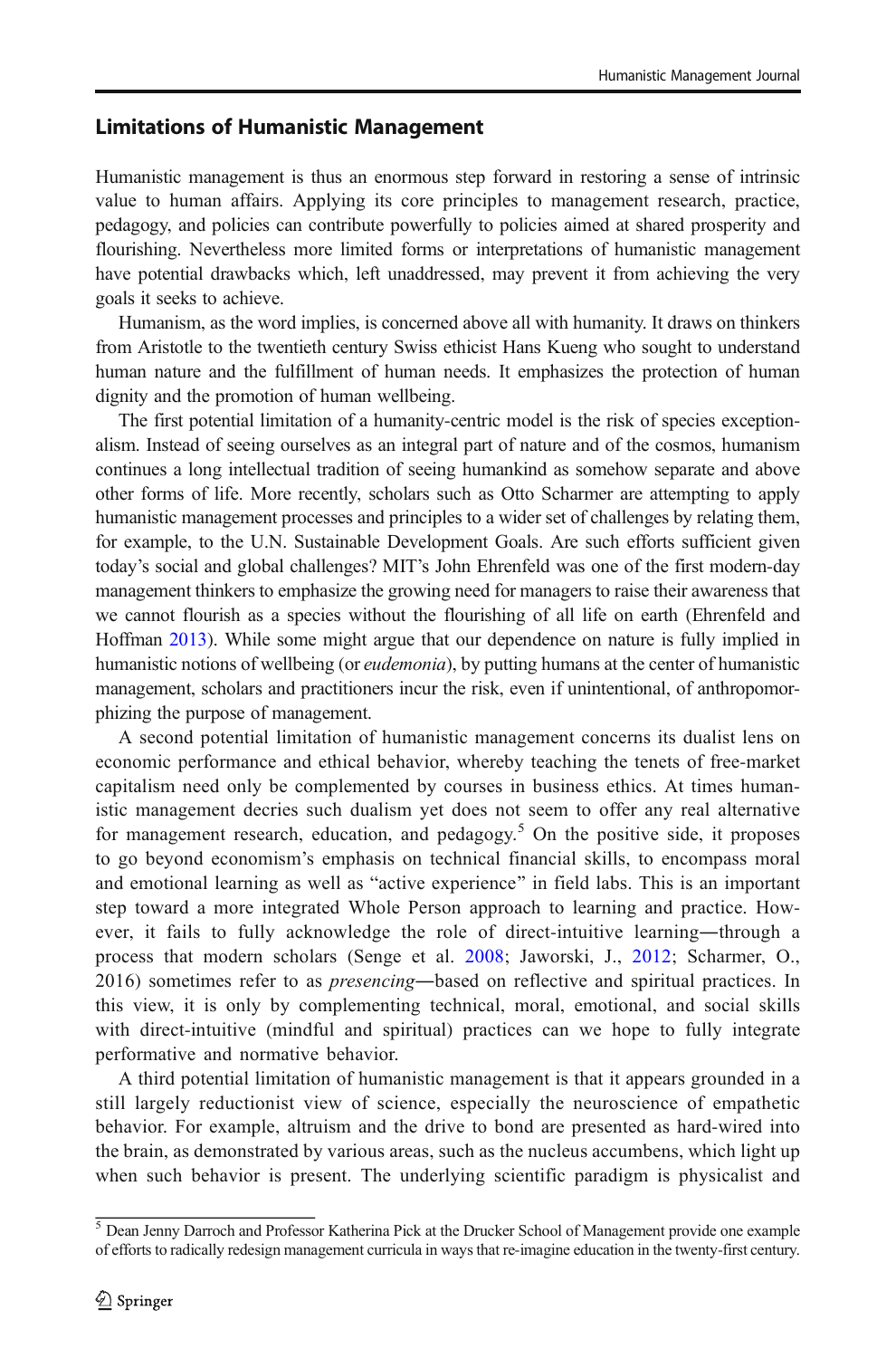## Limitations of Humanistic Management

Humanistic management is thus an enormous step forward in restoring a sense of intrinsic value to human affairs. Applying its core principles to management research, practice, pedagogy, and policies can contribute powerfully to policies aimed at shared prosperity and flourishing. Nevertheless more limited forms or interpretations of humanistic management have potential drawbacks which, left unaddressed, may prevent it from achieving the very goals it seeks to achieve.

Humanism, as the word implies, is concerned above all with humanity. It draws on thinkers from Aristotle to the twentieth century Swiss ethicist Hans Kueng who sought to understand human nature and the fulfillment of human needs. It emphasizes the protection of human dignity and the promotion of human wellbeing.

The first potential limitation of a humanity-centric model is the risk of species exceptionalism. Instead of seeing ourselves as an integral part of nature and of the cosmos, humanism continues a long intellectual tradition of seeing humankind as somehow separate and above other forms of life. More recently, scholars such as Otto Scharmer are attempting to apply humanistic management processes and principles to a wider set of challenges by relating them, for example, to the U.N. Sustainable Development Goals. Are such efforts sufficient given today's social and global challenges? MIT's John Ehrenfeld was one of the first modern-day management thinkers to emphasize the growing need for managers to raise their awareness that we cannot flourish as a species without the flourishing of all life on earth (Ehrenfeld and Hoffman 2013). While some might argue that our dependence on nature is fully implied in humanistic notions of wellbeing (or *eudemonia*), by putting humans at the center of humanistic management, scholars and practitioners incur the risk, even if unintentional, of anthropomorphizing the purpose of management.

A second potential limitation of humanistic management concerns its dualist lens on economic performance and ethical behavior, whereby teaching the tenets of free-market capitalism need only be complemented by courses in business ethics. At times humanistic management decries such dualism yet does not seem to offer any real alternative for management research, education, and pedagogy.[5] On the positive side, it proposes to go beyond economism's emphasis on technical financial skills, to encompass moral and emotional learning as well as "active experience" in field labs. This is an important step toward a more integrated Whole Person approach to learning and practice. However, it fails to fully acknowledge the role of direct-intuitive learning—through a process that modern scholars (Senge et al. 2008; Jaworski, J., 2012; Scharmer, O., 2016) sometimes refer to as *presencing*—based on reflective and spiritual practices. In this view, it is only by complementing technical, moral, emotional, and social skills with direct-intuitive (mindful and spiritual) practices can we hope to fully integrate performative and normative behavior.

A third potential limitation of humanistic management is that it appears grounded in a still largely reductionist view of science, especially the neuroscience of empathetic behavior. For example, altruism and the drive to bond are presented as hard-wired into the brain, as demonstrated by various areas, such as the nucleus accumbens, which light up when such behavior is present. The underlying scientific paradigm is physicalist and

[5] Dean Jenny Darroch and Professor Katherina Pick at the Drucker School of Management provide one example of efforts to radically redesign management curricula in ways that re-imagine education in the twenty-first century.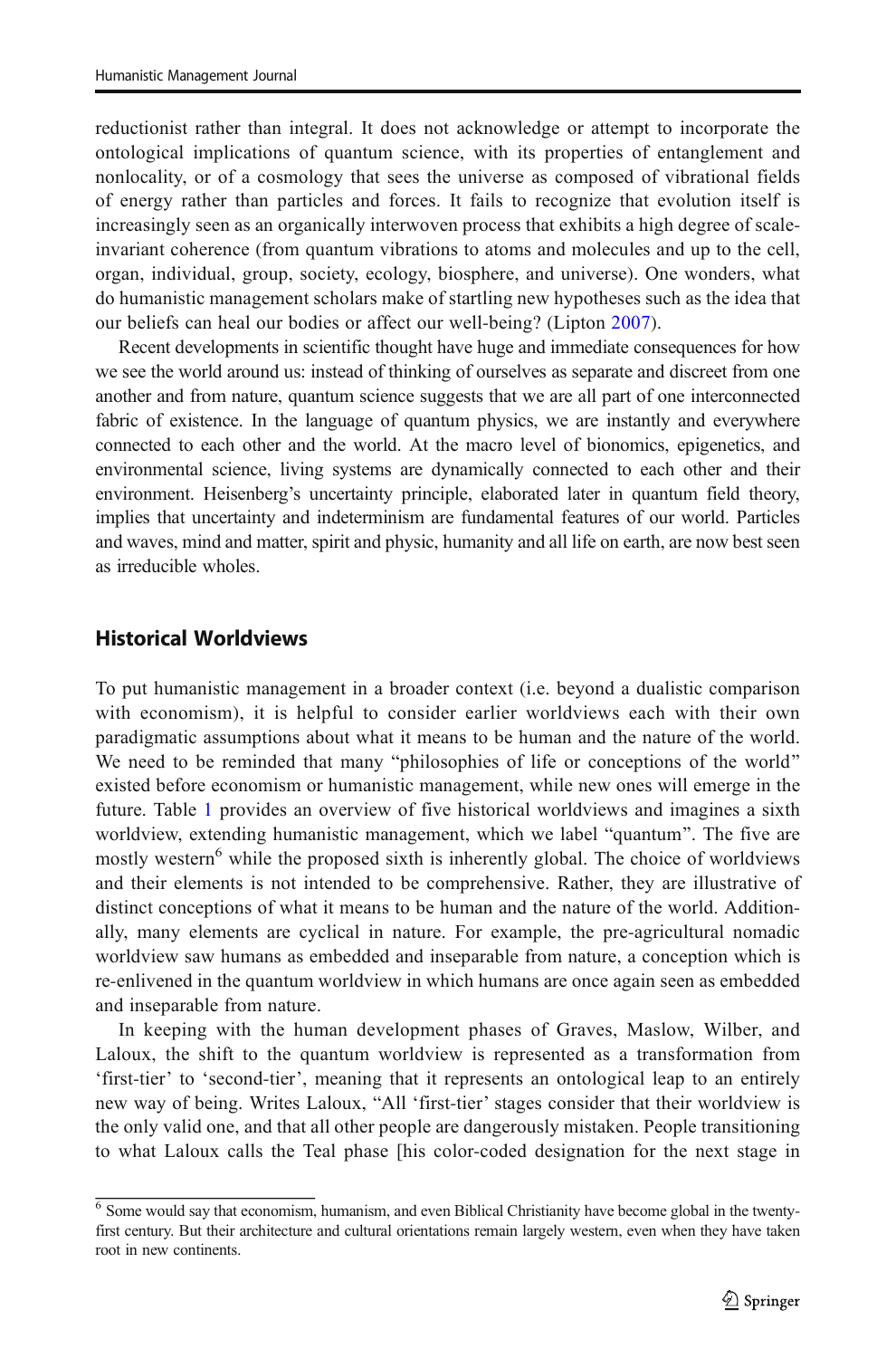reductionist rather than integral. It does not acknowledge or attempt to incorporate the ontological implications of quantum science, with its properties of entanglement and nonlocality, or of a cosmology that sees the universe as composed of vibrational fields of energy rather than particles and forces. It fails to recognize that evolution itself is increasingly seen as an organically interwoven process that exhibits a high degree of scale-invariant coherence (from quantum vibrations to atoms and molecules and up to the cell, organ, individual, group, society, ecology, biosphere, and universe). One wonders, what do humanistic management scholars make of startling new hypotheses such as the idea that our beliefs can heal our bodies or affect our well-being? (Lipton 2007).

Recent developments in scientific thought have huge and immediate consequences for how we see the world around us: instead of thinking of ourselves as separate and discreet from one another and from nature, quantum science suggests that we are all part of one interconnected fabric of existence. In the language of quantum physics, we are instantly and everywhere connected to each other and the world. At the macro level of bionomics, epigenetics, and environmental science, living systems are dynamically connected to each other and their environment. Heisenberg's uncertainty principle, elaborated later in quantum field theory, implies that uncertainty and indeterminism are fundamental features of our world. Particles and waves, mind and matter, spirit and physic, humanity and all life on earth, are now best seen as irreducible wholes.

## Historical Worldviews

To put humanistic management in a broader context (i.e. beyond a dualistic comparison with economism), it is helpful to consider earlier worldviews each with their own paradigmatic assumptions about what it means to be human and the nature of the world. We need to be reminded that many "philosophies of life or conceptions of the world" existed before economism or humanistic management, while new ones will emerge in the future. Table 1 provides an overview of five historical worldviews and imagines a sixth worldview, extending humanistic management, which we label "quantum". The five are mostly western[6] while the proposed sixth is inherently global. The choice of worldviews and their elements is not intended to be comprehensive. Rather, they are illustrative of distinct conceptions of what it means to be human and the nature of the world. Additionally, many elements are cyclical in nature. For example, the pre-agricultural nomadic worldview saw humans as embedded and inseparable from nature, a conception which is re-enlivened in the quantum worldview in which humans are once again seen as embedded and inseparable from nature.

In keeping with the human development phases of Graves, Maslow, Wilber, and Laloux, the shift to the quantum worldview is represented as a transformation from 'first-tier' to 'second-tier', meaning that it represents an ontological leap to an entirely new way of being. Writes Laloux, "All 'first-tier' stages consider that their worldview is the only valid one, and that all other people are dangerously mistaken. People transitioning to what Laloux calls the Teal phase [his color-coded designation for the next stage in

[6] Some would say that economism, humanism, and even Biblical Christianity have become global in the twenty-first century. But their architecture and cultural orientations remain largely western, even when they have taken root in new continents.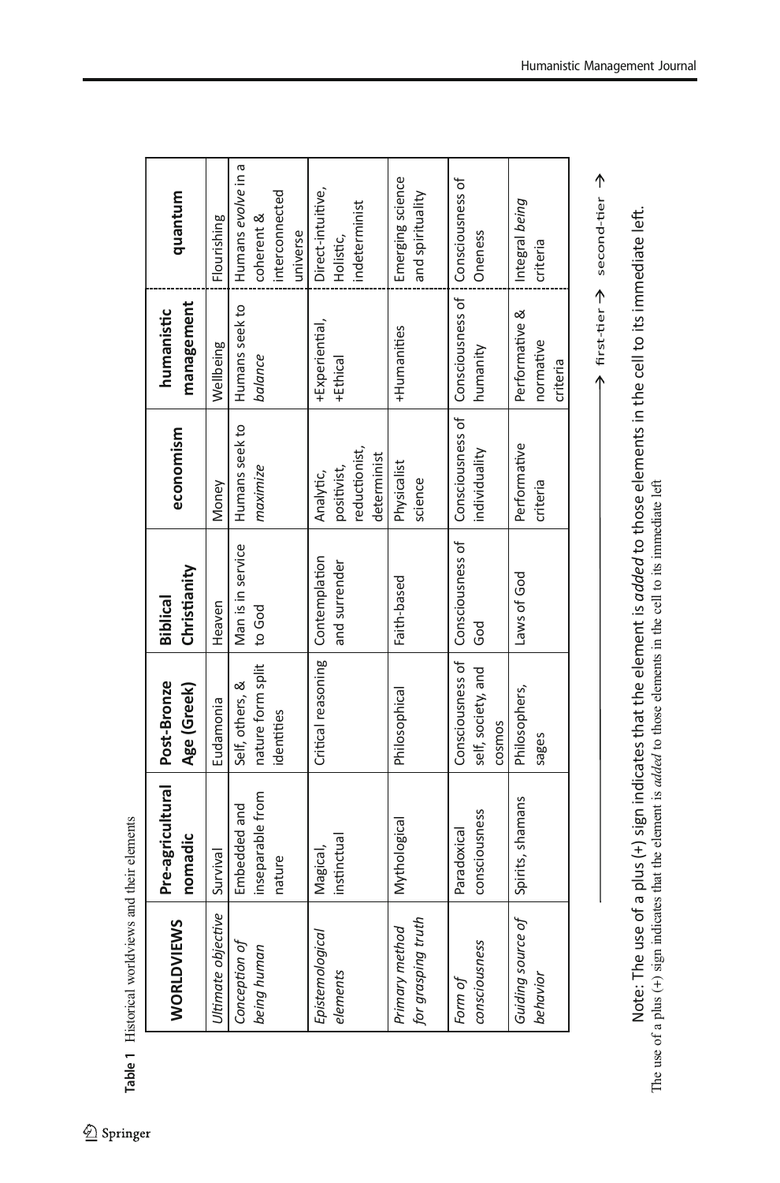**Table 1** Historical worldviews and their elements

| WORLDVIEWS | Pre-agricultural nomadic | Post-Bronze Age (Greek) | Biblical Christianity | economism | humanistic management | quantum |
|---|---|---|---|---|---|---|
| *Ultimate objective* | Survival | Eudamonia | Heaven | Money | Wellbeing | Flourishing |
| *Conception of being human* | Embedded and inseparable from nature | Self, others, & nature form split identities | Man is in service to God | Humans seek to *maximize* | Humans seek to *balance* | Humans *evolve* in a coherent & interconnected universe |
| *Epistemological elements* | Magical, instinctual | Critical reasoning | Contemplation and surrender | Analytic, positivist, reductionist, determinist | +Experiential, +Ethical | Direct-intuitive, Holistic, indeterminist |
| *Primary method for grasping truth* | Mythological | Philosophical | Faith-based | Physicalist science | +Humanities | Emerging science and spirituality |
| *Form of consciousness* | Paradoxical consciousness | Consciousness of self, society, and cosmos | Consciousness of God | Consciousness of individuality | Consciousness of humanity | Consciousness of Oneness |
| *Guiding source of behavior* | Spirits, shamans | Philosophers, sages | Laws of God | Performative criteria | Performative & normative criteria | Integral *being* criteria |

→ first-tier → second-tier →

Note: The use of a plus (+) sign indicates that the element is *added* to those elements in the cell to its immediate left.

The use of a plus (+) sign indicates that the element is *added* to those elements in the cell to its immediate left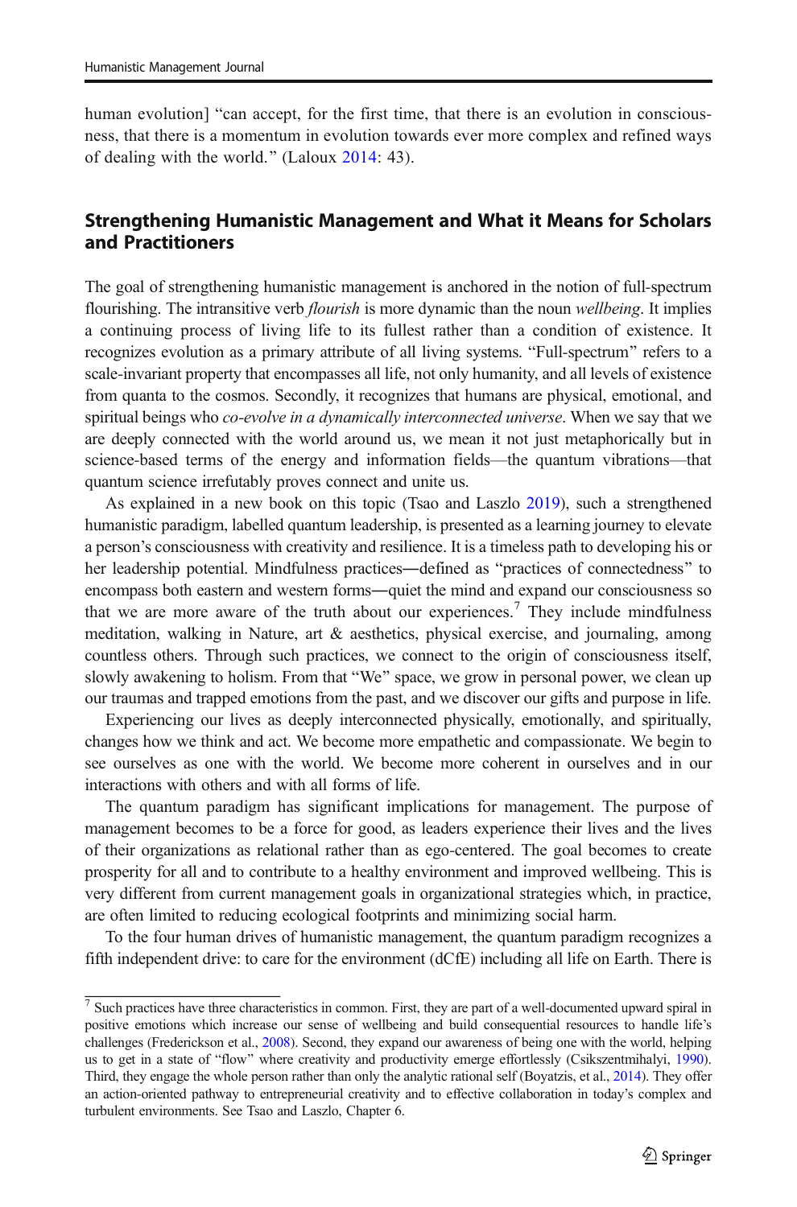human evolution] "can accept, for the first time, that there is an evolution in consciousness, that there is a momentum in evolution towards ever more complex and refined ways of dealing with the world." (Laloux 2014: 43).

## Strengthening Humanistic Management and What it Means for Scholars and Practitioners

The goal of strengthening humanistic management is anchored in the notion of full-spectrum flourishing. The intransitive verb *flourish* is more dynamic than the noun *wellbeing*. It implies a continuing process of living life to its fullest rather than a condition of existence. It recognizes evolution as a primary attribute of all living systems. "Full-spectrum" refers to a scale-invariant property that encompasses all life, not only humanity, and all levels of existence from quanta to the cosmos. Secondly, it recognizes that humans are physical, emotional, and spiritual beings who *co-evolve in a dynamically interconnected universe*. When we say that we are deeply connected with the world around us, we mean it not just metaphorically but in science-based terms of the energy and information fields—the quantum vibrations—that quantum science irrefutably proves connect and unite us.

As explained in a new book on this topic (Tsao and Laszlo 2019), such a strengthened humanistic paradigm, labelled quantum leadership, is presented as a learning journey to elevate a person's consciousness with creativity and resilience. It is a timeless path to developing his or her leadership potential. Mindfulness practices—defined as "practices of connectedness" to encompass both eastern and western forms—quiet the mind and expand our consciousness so that we are more aware of the truth about our experiences.[7] They include mindfulness meditation, walking in Nature, art & aesthetics, physical exercise, and journaling, among countless others. Through such practices, we connect to the origin of consciousness itself, slowly awakening to holism. From that "We" space, we grow in personal power, we clean up our traumas and trapped emotions from the past, and we discover our gifts and purpose in life.

Experiencing our lives as deeply interconnected physically, emotionally, and spiritually, changes how we think and act. We become more empathetic and compassionate. We begin to see ourselves as one with the world. We become more coherent in ourselves and in our interactions with others and with all forms of life.

The quantum paradigm has significant implications for management. The purpose of management becomes to be a force for good, as leaders experience their lives and the lives of their organizations as relational rather than as ego-centered. The goal becomes to create prosperity for all and to contribute to a healthy environment and improved wellbeing. This is very different from current management goals in organizational strategies which, in practice, are often limited to reducing ecological footprints and minimizing social harm.

To the four human drives of humanistic management, the quantum paradigm recognizes a fifth independent drive: to care for the environment (dCfE) including all life on Earth. There is

[7] Such practices have three characteristics in common. First, they are part of a well-documented upward spiral in positive emotions which increase our sense of wellbeing and build consequential resources to handle life's challenges (Frederickson et al., 2008). Second, they expand our awareness of being one with the world, helping us to get in a state of "flow" where creativity and productivity emerge effortlessly (Csikszentmihalyi, 1990). Third, they engage the whole person rather than only the analytic rational self (Boyatzis, et al., 2014). They offer an action-oriented pathway to entrepreneurial creativity and to effective collaboration in today's complex and turbulent environments. See Tsao and Laszlo, Chapter 6.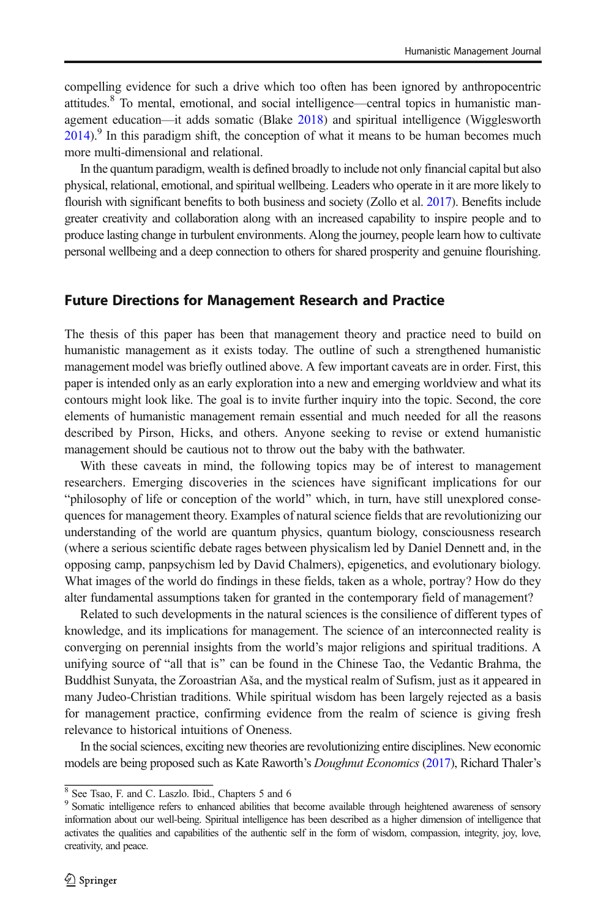compelling evidence for such a drive which too often has been ignored by anthropocentric attitudes.[8] To mental, emotional, and social intelligence—central topics in humanistic management education—it adds somatic (Blake 2018) and spiritual intelligence (Wigglesworth 2014).[9] In this paradigm shift, the conception of what it means to be human becomes much more multi-dimensional and relational.

In the quantum paradigm, wealth is defined broadly to include not only financial capital but also physical, relational, emotional, and spiritual wellbeing. Leaders who operate in it are more likely to flourish with significant benefits to both business and society (Zollo et al. 2017). Benefits include greater creativity and collaboration along with an increased capability to inspire people and to produce lasting change in turbulent environments. Along the journey, people learn how to cultivate personal wellbeing and a deep connection to others for shared prosperity and genuine flourishing.

## Future Directions for Management Research and Practice

The thesis of this paper has been that management theory and practice need to build on humanistic management as it exists today. The outline of such a strengthened humanistic management model was briefly outlined above. A few important caveats are in order. First, this paper is intended only as an early exploration into a new and emerging worldview and what its contours might look like. The goal is to invite further inquiry into the topic. Second, the core elements of humanistic management remain essential and much needed for all the reasons described by Pirson, Hicks, and others. Anyone seeking to revise or extend humanistic management should be cautious not to throw out the baby with the bathwater.

With these caveats in mind, the following topics may be of interest to management researchers. Emerging discoveries in the sciences have significant implications for our "philosophy of life or conception of the world" which, in turn, have still unexplored consequences for management theory. Examples of natural science fields that are revolutionizing our understanding of the world are quantum physics, quantum biology, consciousness research (where a serious scientific debate rages between physicalism led by Daniel Dennett and, in the opposing camp, panpsychism led by David Chalmers), epigenetics, and evolutionary biology. What images of the world do findings in these fields, taken as a whole, portray? How do they alter fundamental assumptions taken for granted in the contemporary field of management?

Related to such developments in the natural sciences is the consilience of different types of knowledge, and its implications for management. The science of an interconnected reality is converging on perennial insights from the world's major religions and spiritual traditions. A unifying source of "all that is" can be found in the Chinese Tao, the Vedantic Brahma, the Buddhist Sunyata, the Zoroastrian Aša, and the mystical realm of Sufism, just as it appeared in many Judeo-Christian traditions. While spiritual wisdom has been largely rejected as a basis for management practice, confirming evidence from the realm of science is giving fresh relevance to historical intuitions of Oneness.

In the social sciences, exciting new theories are revolutionizing entire disciplines. New economic models are being proposed such as Kate Raworth's *Doughnut Economics* (2017), Richard Thaler's

---

[8] See Tsao, F. and C. Laszlo. Ibid., Chapters 5 and 6

[9] Somatic intelligence refers to enhanced abilities that become available through heightened awareness of sensory information about our well-being. Spiritual intelligence has been described as a higher dimension of intelligence that activates the qualities and capabilities of the authentic self in the form of wisdom, compassion, integrity, joy, love, creativity, and peace.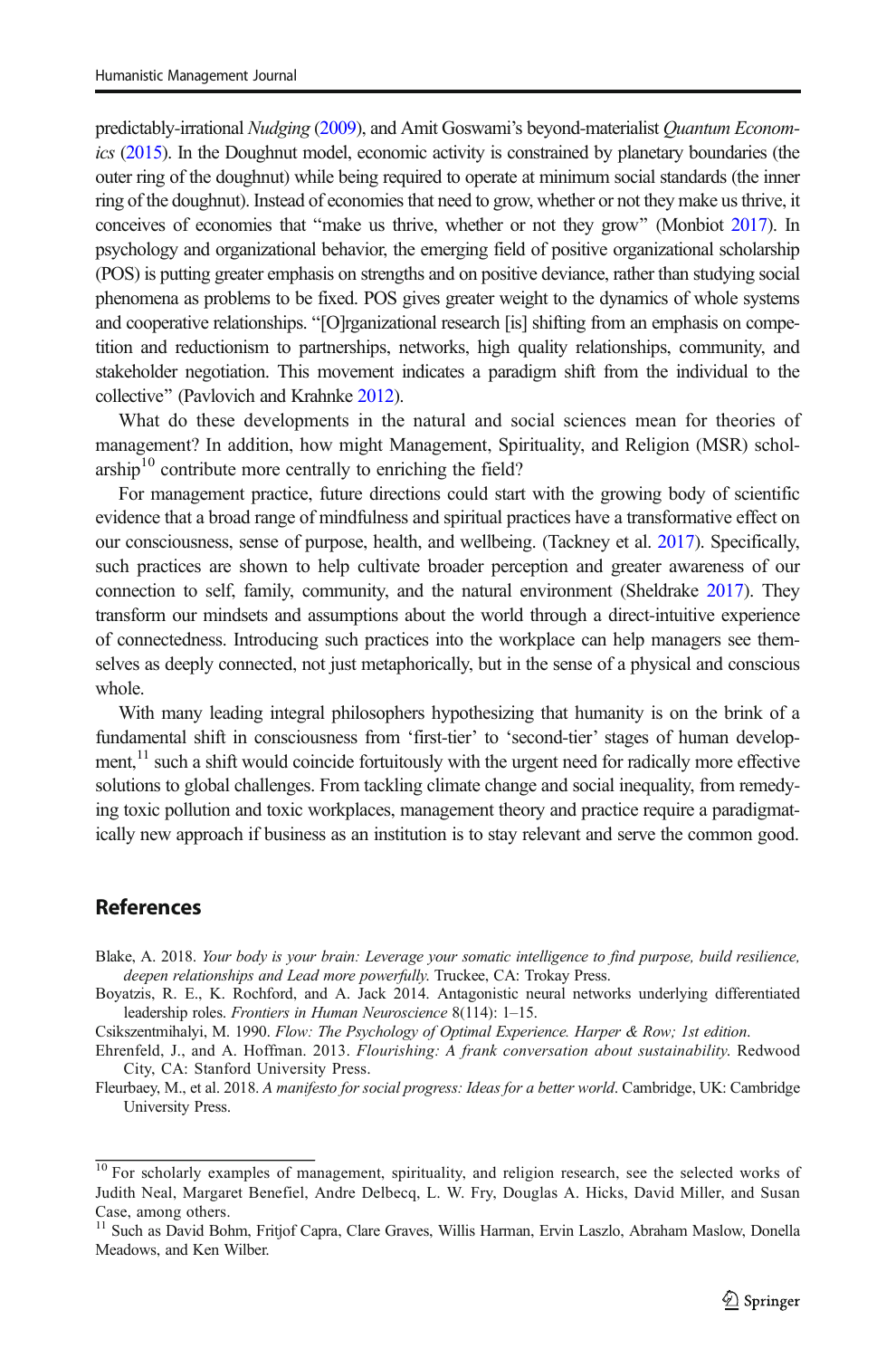predictably-irrational *Nudging* (2009), and Amit Goswami's beyond-materialist *Quantum Economics* (2015). In the Doughnut model, economic activity is constrained by planetary boundaries (the outer ring of the doughnut) while being required to operate at minimum social standards (the inner ring of the doughnut). Instead of economies that need to grow, whether or not they make us thrive, it conceives of economies that "make us thrive, whether or not they grow" (Monbiot 2017). In psychology and organizational behavior, the emerging field of positive organizational scholarship (POS) is putting greater emphasis on strengths and on positive deviance, rather than studying social phenomena as problems to be fixed. POS gives greater weight to the dynamics of whole systems and cooperative relationships. "[O]rganizational research [is] shifting from an emphasis on competition and reductionism to partnerships, networks, high quality relationships, community, and stakeholder negotiation. This movement indicates a paradigm shift from the individual to the collective" (Pavlovich and Krahnke 2012).

What do these developments in the natural and social sciences mean for theories of management? In addition, how might Management, Spirituality, and Religion (MSR) scholarship[10] contribute more centrally to enriching the field?

For management practice, future directions could start with the growing body of scientific evidence that a broad range of mindfulness and spiritual practices have a transformative effect on our consciousness, sense of purpose, health, and wellbeing. (Tackney et al. 2017). Specifically, such practices are shown to help cultivate broader perception and greater awareness of our connection to self, family, community, and the natural environment (Sheldrake 2017). They transform our mindsets and assumptions about the world through a direct-intuitive experience of connectedness. Introducing such practices into the workplace can help managers see themselves as deeply connected, not just metaphorically, but in the sense of a physical and conscious whole.

With many leading integral philosophers hypothesizing that humanity is on the brink of a fundamental shift in consciousness from 'first-tier' to 'second-tier' stages of human development,[11] such a shift would coincide fortuitously with the urgent need for radically more effective solutions to global challenges. From tackling climate change and social inequality, from remedying toxic pollution and toxic workplaces, management theory and practice require a paradigmatically new approach if business as an institution is to stay relevant and serve the common good.

## References

Blake, A. 2018. *Your body is your brain: Leverage your somatic intelligence to find purpose, build resilience, deepen relationships and Lead more powerfully*. Truckee, CA: Trokay Press.

Boyatzis, R. E., K. Rochford, and A. Jack 2014. Antagonistic neural networks underlying differentiated leadership roles. *Frontiers in Human Neuroscience* 8(114): 1–15.

Csikszentmihalyi, M. 1990. *Flow: The Psychology of Optimal Experience. Harper & Row; 1st edition*.

Ehrenfeld, J., and A. Hoffman. 2013. *Flourishing: A frank conversation about sustainability*. Redwood City, CA: Stanford University Press.

Fleurbaey, M., et al. 2018. *A manifesto for social progress: Ideas for a better world*. Cambridge, UK: Cambridge University Press.

---

[10] For scholarly examples of management, spirituality, and religion research, see the selected works of Judith Neal, Margaret Benefiel, Andre Delbecq, L. W. Fry, Douglas A. Hicks, David Miller, and Susan Case, among others.

[11] Such as David Bohm, Fritjof Capra, Clare Graves, Willis Harman, Ervin Laszlo, Abraham Maslow, Donella Meadows, and Ken Wilber.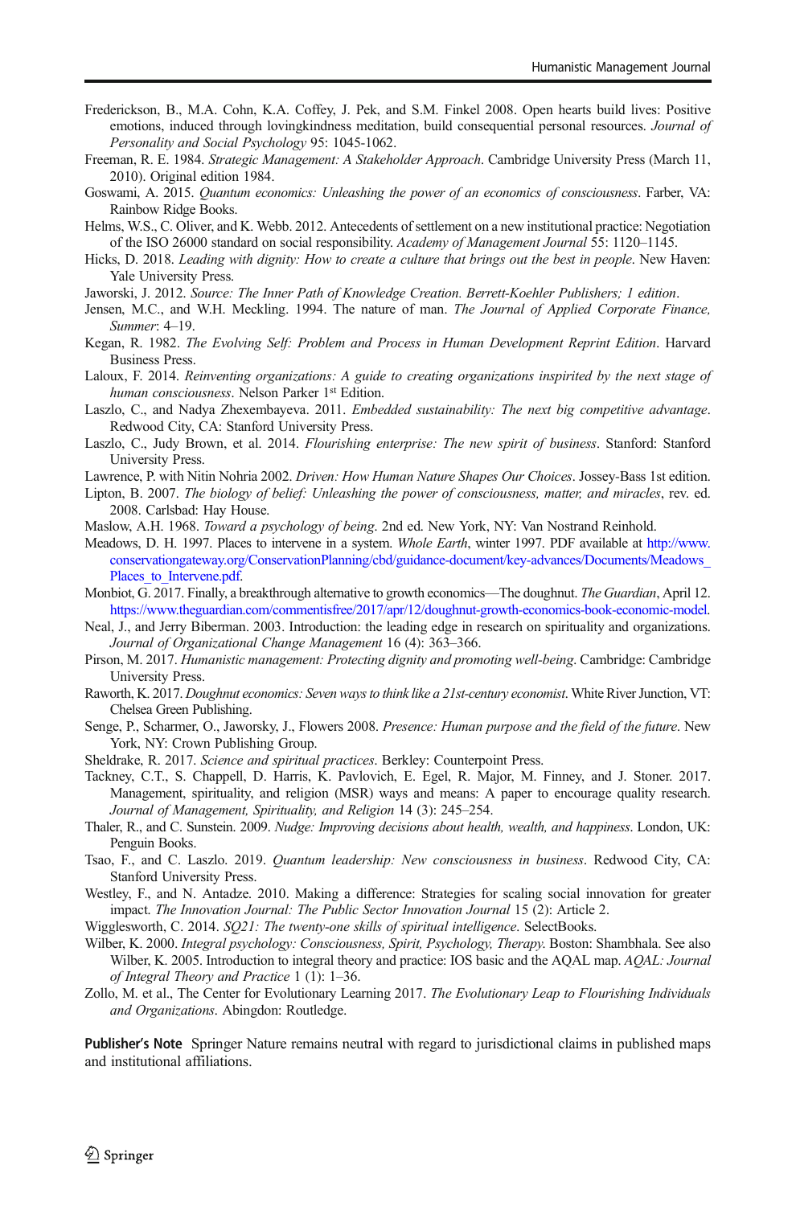Frederickson, B., M.A. Cohn, K.A. Coffey, J. Pek, and S.M. Finkel 2008. Open hearts build lives: Positive emotions, induced through lovingkindness meditation, build consequential personal resources. *Journal of Personality and Social Psychology* 95: 1045-1062.

Freeman, R. E. 1984. *Strategic Management: A Stakeholder Approach*. Cambridge University Press (March 11, 2010). Original edition 1984.

Goswami, A. 2015. *Quantum economics: Unleashing the power of an economics of consciousness*. Farber, VA: Rainbow Ridge Books.

Helms, W.S., C. Oliver, and K. Webb. 2012. Antecedents of settlement on a new institutional practice: Negotiation of the ISO 26000 standard on social responsibility. *Academy of Management Journal* 55: 1120–1145.

Hicks, D. 2018. *Leading with dignity: How to create a culture that brings out the best in people*. New Haven: Yale University Press.

Jaworski, J. 2012. *Source: The Inner Path of Knowledge Creation. Berrett-Koehler Publishers; 1 edition*.

Jensen, M.C., and W.H. Meckling. 1994. The nature of man. *The Journal of Applied Corporate Finance, Summer*: 4–19.

Kegan, R. 1982. *The Evolving Self: Problem and Process in Human Development Reprint Edition*. Harvard Business Press.

Laloux, F. 2014. *Reinventing organizations: A guide to creating organizations inspirited by the next stage of human consciousness*. Nelson Parker 1st Edition.

Laszlo, C., and Nadya Zhexembayeva. 2011. *Embedded sustainability: The next big competitive advantage*. Redwood City, CA: Stanford University Press.

Laszlo, C., Judy Brown, et al. 2014. *Flourishing enterprise: The new spirit of business*. Stanford: Stanford University Press.

Lawrence, P. with Nitin Nohria 2002. *Driven: How Human Nature Shapes Our Choices*. Jossey-Bass 1st edition.

Lipton, B. 2007. *The biology of belief: Unleashing the power of consciousness, matter, and miracles*, rev. ed. 2008. Carlsbad: Hay House.

Maslow, A.H. 1968. *Toward a psychology of being*. 2nd ed. New York, NY: Van Nostrand Reinhold.

Meadows, D. H. 1997. Places to intervene in a system. *Whole Earth*, winter 1997. PDF available at http://www.conservationgateway.org/ConservationPlanning/cbd/guidance-document/key-advances/Documents/Meadows_Places_to_Intervene.pdf.

Monbiot, G. 2017. Finally, a breakthrough alternative to growth economics—The doughnut. *The Guardian*, April 12. https://www.theguardian.com/commentisfree/2017/apr/12/doughnut-growth-economics-book-economic-model.

Neal, J., and Jerry Biberman. 2003. Introduction: the leading edge in research on spirituality and organizations. *Journal of Organizational Change Management* 16 (4): 363–366.

Pirson, M. 2017. *Humanistic management: Protecting dignity and promoting well-being*. Cambridge: Cambridge University Press.

Raworth, K. 2017. *Doughnut economics: Seven ways to think like a 21st-century economist*. White River Junction, VT: Chelsea Green Publishing.

Senge, P., Scharmer, O., Jaworsky, J., Flowers 2008. *Presence: Human purpose and the field of the future*. New York, NY: Crown Publishing Group.

Sheldrake, R. 2017. *Science and spiritual practices*. Berkley: Counterpoint Press.

Tackney, C.T., S. Chappell, D. Harris, K. Pavlovich, E. Egel, R. Major, M. Finney, and J. Stoner. 2017. Management, spirituality, and religion (MSR) ways and means: A paper to encourage quality research. *Journal of Management, Spirituality, and Religion* 14 (3): 245–254.

Thaler, R., and C. Sunstein. 2009. *Nudge: Improving decisions about health, wealth, and happiness*. London, UK: Penguin Books.

Tsao, F., and C. Laszlo. 2019. *Quantum leadership: New consciousness in business*. Redwood City, CA: Stanford University Press.

Westley, F., and N. Antadze. 2010. Making a difference: Strategies for scaling social innovation for greater impact. *The Innovation Journal: The Public Sector Innovation Journal* 15 (2): Article 2.

Wigglesworth, C. 2014. *SQ21: The twenty-one skills of spiritual intelligence*. SelectBooks.

Wilber, K. 2000. *Integral psychology: Consciousness, Spirit, Psychology, Therapy*. Boston: Shambhala. See also Wilber, K. 2005. Introduction to integral theory and practice: IOS basic and the AQAL map. *AQAL: Journal of Integral Theory and Practice* 1 (1): 1–36.

Zollo, M. et al., The Center for Evolutionary Learning 2017. *The Evolutionary Leap to Flourishing Individuals and Organizations*. Abingdon: Routledge.

**Publisher's Note** Springer Nature remains neutral with regard to jurisdictional claims in published maps and institutional affiliations.